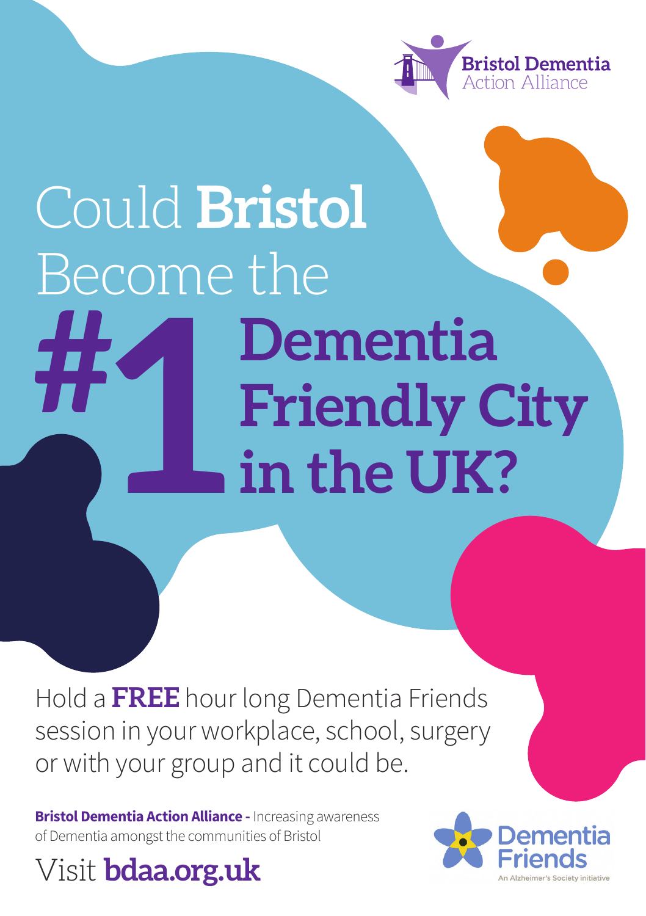Bristol Dementia Action Alliance

# Could **Bristol** Become the #1 Dementia Friendly City in the UK?

Hold a **FREE** hour long Dementia Friends session in your workplace, school, surgery or with your group and it could be.

**Bristol Dementia Action Alliance -** Increasing awareness of Dementia amongst the communities of Bristol

Visit **bdaa.org.uk**

Dementia Friends
An Alzheimer's Society initiative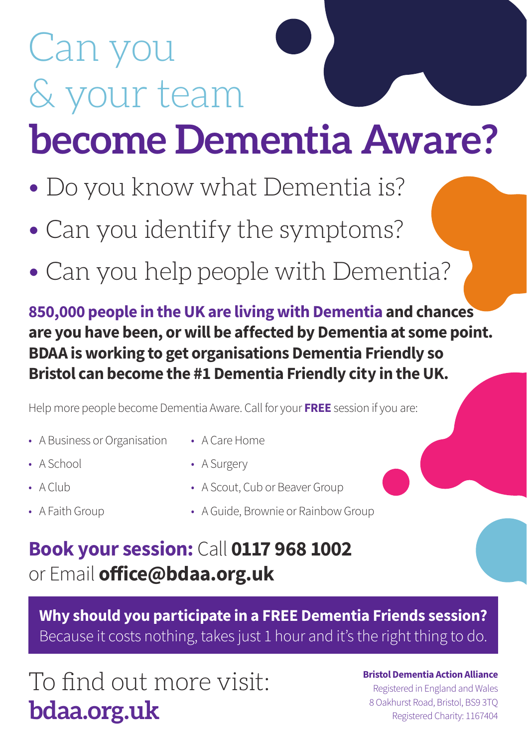# Can you & your team **become Dementia Aware?**

- Do you know what Dementia is?
- Can you identify the symptoms?
- Can you help people with Dementia?

**850,000 people in the UK are living with Dementia and chances are you have been, or will be affected by Dementia at some point. BDAA is working to get organisations Dementia Friendly so Bristol can become the #1 Dementia Friendly city in the UK.**

Help more people become Dementia Aware. Call for your **FREE** session if you are:

- A Business or Organisation
- A School
- A Club
- A Faith Group
- A Care Home
- A Surgery
- A Scout, Cub or Beaver Group
- A Guide, Brownie or Rainbow Group

**Book your session:** Call **0117 968 1002**
or Email **office@bdaa.org.uk**

**Why should you participate in a FREE Dementia Friends session?**
Because it costs nothing, takes just 1 hour and it's the right thing to do.

To find out more visit:
**bdaa.org.uk**

**Bristol Dementia Action Alliance**
Registered in England and Wales
8 Oakhurst Road, Bristol, BS9 3TQ
Registered Charity: 1167404